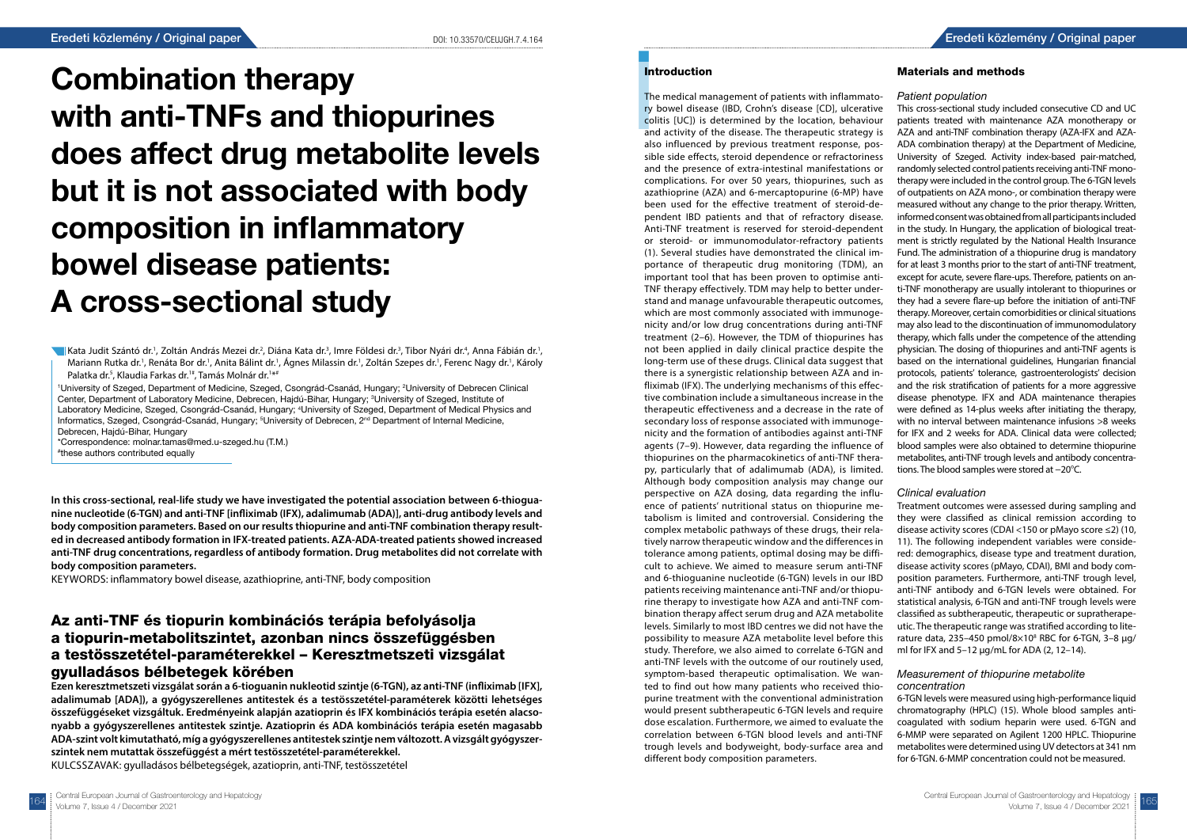# Combination therapy with anti-TNFs and thiopurines does affect drug metabolite levels but it is not associated with body composition in inflammatory bowel disease patients: A cross-sectional study

Kata Judit Szántó dr.[1], Zoltán András Mezei dr.[2], Diána Kata dr.[3], Imre Földesi dr.[3], Tibor Nyári dr.[4], Anna Fábián dr.[1], Mariann Rutka dr.[1], Renáta Bor dr.[1], Anita Bálint dr.[1], Ágnes Milassin dr.[1], Zoltán Szepes dr.[1], Ferenc Nagy dr.[1], Károly Palatka dr.[5], Klaudia Farkas dr.[1#], Tamás Molnár dr.[1*#]

[1]University of Szeged, Department of Medicine, Szeged, Csongrád-Csanád, Hungary; [2]University of Debrecen Clinical Center, Department of Laboratory Medicine, Debrecen, Hajdú-Bihar, Hungary; [3]University of Szeged, Institute of Laboratory Medicine, Szeged, Csongrád-Csanád, Hungary; [4]University of Szeged, Department of Medical Physics and Informatics, Szeged, Csongrád-Csanád, Hungary; [5]University of Debrecen, 2[nd] Department of Internal Medicine, Debrecen, Hajdú-Bihar, Hungary

*Correspondence: molnar.tamas@med.u-szeged.hu (T.M.)

#these authors contributed equally

**In this cross-sectional, real-life study we have investigated the potential association between 6-thioguanine nucleotide (6-TGN) and anti-TNF [infliximab (IFX), adalimumab (ADA)], anti-drug antibody levels and body composition parameters. Based on our results thiopurine and anti-TNF combination therapy resulted in decreased antibody formation in IFX-treated patients. AZA-ADA-treated patients showed increased anti-TNF drug concentrations, regardless of antibody formation. Drug metabolites did not correlate with body composition parameters.**

KEYWORDS: inflammatory bowel disease, azathioprine, anti-TNF, body composition

## Az anti-TNF és tiopurin kombinációs terápia befolyásolja a tiopurin-metabolitszintet, azonban nincs összefüggésben a testösszetétel-paraméterekkel – Keresztmetszeti vizsgálat gyulladásos bélbetegek körében

**Ezen keresztmetszeti vizsgálat során a 6-tioguanin nukleotid szintje (6-TGN), az anti-TNF (infliximab [IFX], adalimumab [ADA]), a gyógyszerellenes antitestek és a testösszetétel-paraméterek közötti lehetséges összefüggéseket vizsgáltuk. Eredményeink alapján azatioprin és IFX kombinációs terápia esetén alacsonyabb a gyógyszerellenes antitestek szintje. Azatioprin és ADA kombinációs terápia esetén magasabb ADA-szint volt kimutatható, míg a gyógyszerellenes antitestek szintje nem változott. A vizsgált gyógyszerszintek nem mutattak összefüggést a mért testösszetétel-paraméterekkel.**

KULCSSZAVAK: gyulladásos bélbetegségek, azatioprin, anti-TNF, testösszetétel

## Introduction

The medical management of patients with inflammatory bowel disease (IBD, Crohn's disease [CD], ulcerative colitis [UC]) is determined by the location, behaviour and activity of the disease. The therapeutic strategy is also influenced by previous treatment response, possible side effects, steroid dependence or refractoriness and the presence of extra-intestinal manifestations or complications. For over 50 years, thiopurines, such as azathioprine (AZA) and 6-mercaptopurine (6-MP) have been used for the effective treatment of steroid-dependent IBD patients and that of refractory disease. Anti-TNF treatment is reserved for steroid-dependent or steroid- or immunomodulator-refractory patients (1). Several studies have demonstrated the clinical importance of therapeutic drug monitoring (TDM), an important tool that has been proven to optimise anti-TNF therapy effectively. TDM may help to better understand and manage unfavourable therapeutic outcomes, which are most commonly associated with immunogenicity and/or low drug concentrations during anti-TNF treatment (2–6). However, the TDM of thiopurines has not been applied in daily clinical practice despite the long-term use of these drugs. Clinical data suggest that there is a synergistic relationship between AZA and infliximab (IFX). The underlying mechanisms of this effective combination include a simultaneous increase in the therapeutic effectiveness and a decrease in the rate of secondary loss of response associated with immunogenicity and the formation of antibodies against anti-TNF agents (7–9). However, data regarding the influence of thiopurines on the pharmacokinetics of anti-TNF therapy, particularly that of adalimumab (ADA), is limited. Although body composition analysis may change our perspective on AZA dosing, data regarding the influence of patients' nutritional status on thiopurine metabolism is limited and controversial. Considering the complex metabolic pathways of these drugs, their relatively narrow therapeutic window and the differences in tolerance among patients, optimal dosing may be difficult to achieve. We aimed to measure serum anti-TNF and 6-thioguanine nucleotide (6-TGN) levels in our IBD patients receiving maintenance anti-TNF and/or thiopurine therapy to investigate how AZA and anti-TNF combination therapy affect serum drug and AZA metabolite levels. Similarly to most IBD centres we did not have the possibility to measure AZA metabolite level before this study. Therefore, we also aimed to correlate 6-TGN and anti-TNF levels with the outcome of our routinely used, symptom-based therapeutic optimalisation. We wanted to find out how many patients who received thiopurine treatment with the conventional administration would present subtherapeutic 6-TGN levels and require dose escalation. Furthermore, we aimed to evaluate the correlation between 6-TGN blood levels and anti-TNF trough levels and bodyweight, body-surface area and different body composition parameters.

## Materials and methods

### *Patient population*

This cross-sectional study included consecutive CD and UC patients treated with maintenance AZA monotherapy or AZA and anti-TNF combination therapy (AZA-IFX and AZA-ADA combination therapy) at the Department of Medicine, University of Szeged. Activity index-based pair-matched, randomly selected control patients receiving anti-TNF monotherapy were included in the control group. The 6-TGN levels of outpatients on AZA mono-, or combination therapy were measured without any change to the prior therapy. Written, informed consent was obtained from all participants included in the study. In Hungary, the application of biological treatment is strictly regulated by the National Health Insurance Fund. The administration of a thiopurine drug is mandatory for at least 3 months prior to the start of anti-TNF treatment, except for acute, severe flare-ups. Therefore, patients on anti-TNF monotherapy are usually intolerant to thiopurines or they had a severe flare-up before the initiation of anti-TNF therapy. Moreover, certain comorbidities or clinical situations may also lead to the discontinuation of immunomodulatory therapy, which falls under the competence of the attending physician. The dosing of thiopurines and anti-TNF agents is based on the international guidelines, Hungarian financial protocols, patients' tolerance, gastroenterologists' decision and the risk stratification of patients for a more aggressive disease phenotype. IFX and ADA maintenance therapies were defined as 14-plus weeks after initiating the therapy, with no interval between maintenance infusions >8 weeks for IFX and 2 weeks for ADA. Clinical data were collected; blood samples were also obtained to determine thiopurine metabolites, anti-TNF trough levels and antibody concentrations. The blood samples were stored at −20°C.

### *Clinical evaluation*

Treatment outcomes were assessed during sampling and they were classified as clinical remission according to disease activity scores (CDAI <150 or pMayo score ≤2) (10, 11). The following independent variables were considered: demographics, disease type and treatment duration, disease activity scores (pMayo, CDAI), BMI and body composition parameters. Furthermore, anti-TNF trough level, anti-TNF antibody and 6-TGN levels were obtained. For statistical analysis, 6-TGN and anti-TNF trough levels were classified as subtherapeutic, therapeutic or supratherapeutic. The therapeutic range was stratified according to literature data, 235–450 pmol/8×10$^8$ RBC for 6-TGN, 3–8 µg/ml for IFX and 5–12 µg/mL for ADA (2, 12–14).

### *Measurement of thiopurine metabolite concentration*

6-TGN levels were measured using high-performance liquid chromatography (HPLC) (15). Whole blood samples anticoagulated with sodium heparin were used. 6-TGN and 6-MMP were separated on Agilent 1200 HPLC. Thiopurine metabolites were determined using UV detectors at 341 nm for 6-TGN. 6-MMP concentration could not be measured.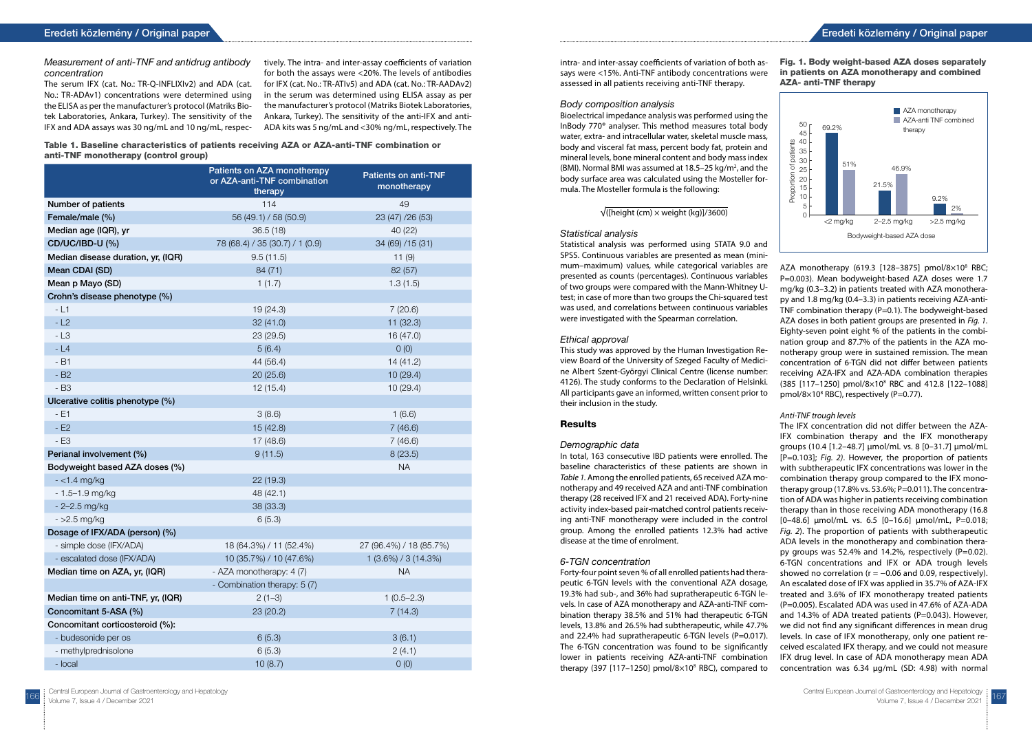### *Measurement of anti-TNF and antidrug antibody concentration*

The serum IFX (cat. No.: TR-Q-INFLIXIv2) and ADA (cat. No.: TR-ADAv1) concentrations were determined using the ELISA as per the manufacturer's protocol (Matriks Biotek Laboratories, Ankara, Turkey). The sensitivity of the IFX and ADA assays was 30 ng/mL and 10 ng/mL, respectively. The intra- and inter-assay coefficients of variation for both the assays were <20%. The levels of antibodies for IFX (cat. No.: TR-ATIv5) and ADA (cat. No.: TR-AADAv2) in the serum was determined using ELISA assay as per the manufacturer's protocol (Matriks Biotek Laboratories, Ankara, Turkey). The sensitivity of the anti-IFX and anti-ADA kits was 5 ng/mL and <30% ng/mL, respectively. The intra- and inter-assay coefficients of variation of both assays were <15%. Anti-TNF antibody concentrations were assessed in all patients receiving anti-TNF therapy.

**Table 1. Baseline characteristics of patients receiving AZA or AZA-anti-TNF combination or anti-TNF monotherapy (control group)**

| | Patients on AZA monotherapy or AZA-anti-TNF combination therapy | Patients on anti-TNF monotherapy |
|---|---|---|
| **Number of patients** | 114 | 49 |
| **Female/male (%)** | 56 (49.1) / 58 (50.9) | 23 (47) /26 (53) |
| **Median age (IQR), yr** | 36.5 (18) | 40 (22) |
| **CD/UC/IBD-U (%)** | 78 (68.4) / 35 (30.7) / 1 (0.9) | 34 (69) /15 (31) |
| **Median disease duration, yr, (IQR)** | 9.5 (11.5) | 11 (9) |
| **Mean CDAI (SD)** | 84 (71) | 82 (57) |
| **Mean p Mayo (SD)** | 1 (1.7) | 1.3 (1.5) |
| **Crohn's disease phenotype (%)** | | |
| - L1 | 19 (24.3) | 7 (20.6) |
| - L2 | 32 (41.0) | 11 (32.3) |
| - L3 | 23 (29.5) | 16 (47.0) |
| - L4 | 5 (6.4) | 0 (0) |
| - B1 | 44 (56.4) | 14 (41.2) |
| - B2 | 20 (25.6) | 10 (29.4) |
| - B3 | 12 (15.4) | 10 (29.4) |
| **Ulcerative colitis phenotype (%)** | | |
| - E1 | 3 (8.6) | 1 (6.6) |
| - E2 | 15 (42.8) | 7 (46.6) |
| - E3 | 17 (48.6) | 7 (46.6) |
| **Perianal involvement (%)** | 9 (11.5) | 8 (23.5) |
| **Bodyweight based AZA doses (%)** | | NA |
| - <1.4 mg/kg | 22 (19.3) | |
| - 1.5–1.9 mg/kg | 48 (42.1) | |
| - 2–2.5 mg/kg | 38 (33.3) | |
| - >2.5 mg/kg | 6 (5.3) | |
| **Dosage of IFX/ADA (person) (%)** | | |
| - simple dose (IFX/ADA) | 18 (64.3%) / 11 (52.4%) | 27 (96.4%) / 18 (85.7%) |
| - escalated dose (IFX/ADA) | 10 (35.7%) / 10 (47.6%) | 1 (3.6%) / 3 (14.3%) |
| **Median time on AZA, yr, (IQR)** | - AZA monotherapy: 4 (7) | NA |
| | - Combination therapy: 5 (7) | |
| **Median time on anti-TNF, yr, (IQR)** | 2 (1–3) | 1 (0.5–2.3) |
| **Concomitant 5-ASA (%)** | 23 (20.2) | 7 (14.3) |
| **Concomitant corticosteroid (%):** | | |
| - budesonide per os | 6 (5.3) | 3 (6.1) |
| - methylprednisolone | 6 (5.3) | 2 (4.1) |
| - local | 10 (8.7) | 0 (0) |

### *Body composition analysis*

Bioelectrical impedance analysis was performed using the InBody 770® analyser. This method measures total body water, extra- and intracellular water, skeletal muscle mass, body and visceral fat mass, percent body fat, protein and mineral levels, bone mineral content and body mass index (BMI). Normal BMI was assumed at 18.5–25 kg/m², and the body surface area was calculated using the Mosteller formula. The Mosteller formula is the following:

$$\sqrt{([\text{height (cm)} \times \text{weight (kg)}]/3600)}$$

### *Statistical analysis*

Statistical analysis was performed using STATA 9.0 and SPSS. Continuous variables are presented as mean (minimum–maximum) values, while categorical variables are presented as counts (percentages). Continuous variables of two groups were compared with the Mann-Whitney U-test; in case of more than two groups the Chi-squared test was used, and correlations between continuous variables were investigated with the Spearman correlation.

### *Ethical approval*

This study was approved by the Human Investigation Review Board of the University of Szeged Faculty of Medicine Albert Szent-Györgyi Clinical Centre (license number: 4126). The study conforms to the Declaration of Helsinki. All participants gave an informed, written consent prior to their inclusion in the study.

## Results

### *Demographic data*

In total, 163 consecutive IBD patients were enrolled. The baseline characteristics of these patients are shown in *Table 1*. Among the enrolled patients, 65 received AZA monotherapy and 49 received AZA and anti-TNF combination therapy (28 received IFX and 21 received ADA). Forty-nine activity index-based pair-matched control patients receiving anti-TNF monotherapy were included in the control group. Among the enrolled patients 12.3% had active disease at the time of enrolment.

### *6-TGN concentration*

Forty-four point seven % of all enrolled patients had therapeutic 6-TGN levels with the conventional AZA dosage, 19.3% had sub-, and 36% had supratherapeutic 6-TGN levels. In case of AZA monotherapy and AZA-anti-TNF combination therapy 38.5% and 51% had therapeutic 6-TGN levels, 13.8% and 26.5% had subtherapeutic, while 47.7% and 22.4% had supratherapeutic 6-TGN levels (P=0.017). The 6-TGN concentration was found to be significantly lower in patients receiving AZA-anti-TNF combination therapy (397 [117–1250] pmol/8×10⁸ RBC), compared to AZA monotherapy (619.3 [128–3875] pmol/8×10⁸ RBC; P=0.003). Mean bodyweight-based AZA doses were 1.7 mg/kg (0.3–3.2) in patients treated with AZA monotherapy and 1.8 mg/kg (0.4–3.3) in patients receiving AZA-anti-TNF combination therapy (P=0.1). The bodyweight-based AZA doses in both patient groups are presented in *Fig. 1*. Eighty-seven point eight % of the patients in the combination group and 87.7% of the patients in the AZA monotherapy group were in sustained remission. The mean concentration of 6-TGN did not differ between patients receiving AZA-IFX and AZA-ADA combination therapies (385 [117–1250] pmol/8×10⁸ RBC and 412.8 [122–1088] pmol/8×10⁸ RBC), respectively (P=0.77).

**Fig. 1. Body weight-based AZA doses separately in patients on AZA monotherapy and combined AZA- anti-TNF therapy**

| Bodyweight-based AZA dose | AZA monotherapy | AZA-anti TNF combined therapy |
|---|---|---|
| <2 mg/kg | 69.2% | 51% |
| 2–2.5 mg/kg | 21.5% | 46.9% |
| >2.5 mg/kg | 9.2% | 2% |

### *Anti-TNF trough levels*

The IFX concentration did not differ between the AZA-IFX combination therapy and the IFX monotherapy groups (10.4 [1.2–48.7] μmol/mL vs. 8 [0–31.7] μmol/mL [P=0.103]; *Fig. 2*). However, the proportion of patients with subtherapeutic IFX concentrations was lower in the combination therapy group compared to the IFX monotherapy group (17.8% vs. 53.6%; P=0.011). The concentration of ADA was higher in patients receiving combination therapy than in those receiving ADA monotherapy (16.8 [0–48.6] μmol/mL vs. 6.5 [0–16.6] μmol/mL, P=0.018; *Fig. 2*). The proportion of patients with subtherapeutic ADA levels in the monotherapy and combination therapy groups was 52.4% and 14.2%, respectively (P=0.02). 6-TGN concentrations and IFX or ADA trough levels showed no correlation (r = −0.06 and 0.09, respectively). An escalated dose of IFX was applied in 35.7% of AZA-IFX treated and 3.6% of IFX monotherapy treated patients (P=0.005). Escalated ADA was used in 47.6% of AZA-ADA and 14.3% of ADA treated patients (P=0.043). However, we did not find any significant differences in mean drug levels. In case of IFX monotherapy, only one patient received escalated IFX therapy, and we could not measure IFX drug level. In case of ADA monotherapy mean ADA concentration was 6.34 μg/mL (SD: 4.98) with normal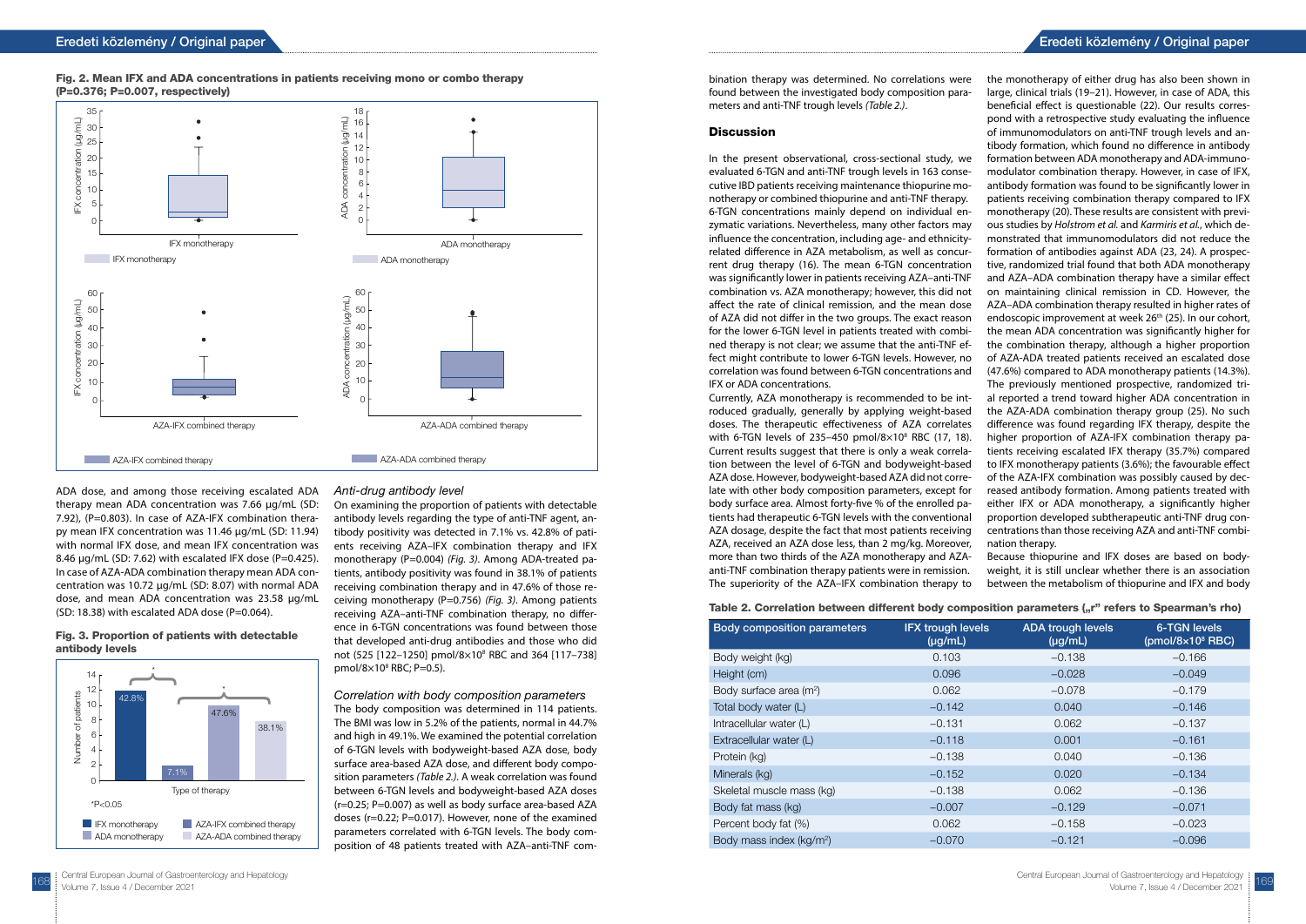**Fig. 2. Mean IFX and ADA concentrations in patients receiving mono or combo therapy (P=0.376; P=0.007, respectively)**

ADA dose, and among those receiving escalated ADA therapy mean ADA concentration was 7.66 μg/mL (SD: 7.92), (P=0.803). In case of AZA-IFX combination therapy mean IFX concentration was 11.46 μg/mL (SD: 11.94) with normal IFX dose, and mean IFX concentration was 8.46 μg/mL (SD: 7.62) with escalated IFX dose (P=0.425). In case of AZA-ADA combination therapy mean ADA concentration was 10.72 μg/mL (SD: 8.07) with normal ADA dose, and mean ADA concentration was 23.58 μg/mL (SD: 18.38) with escalated ADA dose (P=0.064).

**Fig. 3. Proportion of patients with detectable antibody levels**

*P<0.05

### *Anti-drug antibody level*

On examining the proportion of patients with detectable antibody levels regarding the type of anti-TNF agent, antibody positivity was detected in 7.1% vs. 42.8% of patients receiving AZA–IFX combination therapy and IFX monotherapy (P=0.004) *(Fig. 3)*. Among ADA-treated patients, antibody positivity was found in 38.1% of patients receiving combination therapy and in 47.6% of those receiving monotherapy (P=0.756) *(Fig. 3)*. Among patients receiving AZA–anti-TNF combination therapy, no difference in 6-TGN concentrations was found between those that developed anti-drug antibodies and those who did not (525 [122–1250] pmol/8×10[8] RBC and 364 [117–738] pmol/8×10[8] RBC; P=0.5).

### *Correlation with body composition parameters*

The body composition was determined in 114 patients. The BMI was low in 5.2% of the patients, normal in 44.7% and high in 49.1%. We examined the potential correlation of 6-TGN levels with bodyweight-based AZA dose, body surface area-based AZA dose, and different body composition parameters *(Table 2.)*. A weak correlation was found between 6-TGN levels and bodyweight-based AZA doses (r=0.25; P=0.007) as well as body surface area-based AZA doses (r=0.22; P=0.017). However, none of the examined parameters correlated with 6-TGN levels. The body composition of 48 patients treated with AZA–anti-TNF combination therapy was determined. No correlations were found between the investigated body composition parameters and anti-TNF trough levels *(Table 2.)*.

## Discussion

In the present observational, cross-sectional study, we evaluated 6-TGN and anti-TNF trough levels in 163 consecutive IBD patients receiving maintenance thiopurine monotherapy or combined thiopurine and anti-TNF therapy. 6-TGN concentrations mainly depend on individual enzymatic variations. Nevertheless, many other factors may influence the concentration, including age- and ethnicity-related difference in AZA metabolism, as well as concurrent drug therapy (16). The mean 6-TGN concentration was significantly lower in patients receiving AZA–anti-TNF combination vs. AZA monotherapy; however, this did not affect the rate of clinical remission, and the mean dose of AZA did not differ in the two groups. The exact reason for the lower 6-TGN level in patients treated with combined therapy is not clear; we assume that the anti-TNF effect might contribute to lower 6-TGN levels. However, no correlation was found between 6-TGN concentrations and IFX or ADA concentrations.

Currently, AZA monotherapy is recommended to be introduced gradually, generally by applying weight-based doses. The therapeutic effectiveness of AZA correlates with 6-TGN levels of 235–450 pmol/8×10[8] RBC (17, 18). Current results suggest that there is only a weak correlation between the level of 6-TGN and bodyweight-based AZA dose. However, bodyweight-based AZA did not correlate with other body composition parameters, except for body surface area. Almost forty-five % of the enrolled patients had therapeutic 6-TGN levels with the conventional AZA dosage, despite the fact that most patients receiving AZA, received an AZA dose less, than 2 mg/kg. Moreover, more than two thirds of the AZA monotherapy and AZA-anti-TNF combination therapy patients were in remission. The superiority of the AZA–IFX combination therapy to the monotherapy of either drug has also been shown in large, clinical trials (19–21). However, in case of ADA, this beneficial effect is questionable (22). Our results correspond with a retrospective study evaluating the influence of immunomodulators on anti-TNF trough levels and antibody formation, which found no difference in antibody formation between ADA monotherapy and ADA-immunomodulator combination therapy. However, in case of IFX, antibody formation was found to be significantly lower in patients receiving combination therapy compared to IFX monotherapy (20). These results are consistent with previous studies by *Holstrom et al.* and *Karmiris et al.*, which demonstrated that immunomodulators did not reduce the formation of antibodies against ADA (23, 24). A prospective, randomized trial found that both ADA monotherapy and AZA–ADA combination therapy have a similar effect on maintaining clinical remission in CD. However, the AZA–ADA combination therapy resulted in higher rates of endoscopic improvement at week 26[th] (25). In our cohort, the mean ADA concentration was significantly higher for the combination therapy, although a higher proportion of AZA-ADA treated patients received an escalated dose (47.6%) compared to ADA monotherapy patients (14.3%). The previously mentioned prospective, randomized trial reported a trend toward higher ADA concentration in the AZA-ADA combination therapy group (25). No such difference was found regarding IFX therapy, despite the higher proportion of AZA-IFX combination therapy patients receiving escalated IFX therapy (35.7%) compared to IFX monotherapy patients (3.6%); the favourable effect of the AZA-IFX combination was possibly caused by decreased antibody formation. Among patients treated with either IFX or ADA monotherapy, a significantly higher proportion developed subtherapeutic anti-TNF drug concentrations than those receiving AZA and anti-TNF combination therapy.

Because thiopurine and IFX doses are based on bodyweight, it is still unclear whether there is an association between the metabolism of thiopurine and IFX and body

**Table 2. Correlation between different body composition parameters („r" refers to Spearman's rho)**

| Body composition parameters | IFX trough levels (μg/mL) | ADA trough levels (μg/mL) | 6-TGN levels (pmol/8×10[8] RBC) |
|---|---|---|---|
| Body weight (kg) | 0.103 | –0.138 | –0.166 |
| Height (cm) | 0.096 | –0.028 | –0.049 |
| Body surface area ($m^2$) | 0.062 | –0.078 | –0.179 |
| Total body water (L) | –0.142 | 0.040 | –0.146 |
| Intracellular water (L) | –0.131 | 0.062 | –0.137 |
| Extracellular water (L) | –0.118 | 0.001 | –0.161 |
| Protein (kg) | –0.138 | 0.040 | –0.136 |
| Minerals (kg) | –0.152 | 0.020 | –0.134 |
| Skeletal muscle mass (kg) | –0.138 | 0.062 | –0.136 |
| Body fat mass (kg) | –0.007 | –0.129 | –0.071 |
| Percent body fat (%) | 0.062 | –0.158 | –0.023 |
| Body mass index ($kg/m^2$) | –0.070 | –0.121 | –0.096 |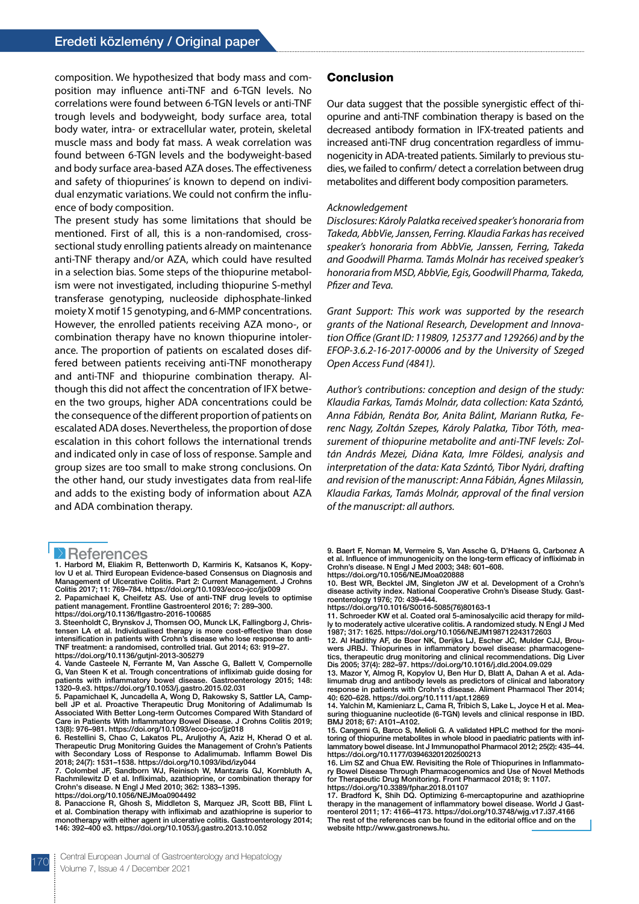composition. We hypothesized that body mass and composition may influence anti-TNF and 6-TGN levels. No correlations were found between 6-TGN levels or anti-TNF trough levels and bodyweight, body surface area, total body water, intra- or extracellular water, protein, skeletal muscle mass and body fat mass. A weak correlation was found between 6-TGN levels and the bodyweight-based and body surface area-based AZA doses. The effectiveness and safety of thiopurines' is known to depend on individual enzymatic variations. We could not confirm the influence of body composition.

The present study has some limitations that should be mentioned. First of all, this is a non-randomised, cross-sectional study enrolling patients already on maintenance anti-TNF therapy and/or AZA, which could have resulted in a selection bias. Some steps of the thiopurine metabolism were not investigated, including thiopurine S-methyl transferase genotyping, nucleoside diphosphate-linked moiety X motif 15 genotyping, and 6-MMP concentrations. However, the enrolled patients receiving AZA mono-, or combination therapy have no known thiopurine intolerance. The proportion of patients on escalated doses differed between patients receiving anti-TNF monotherapy and anti-TNF and thiopurine combination therapy. Although this did not affect the concentration of IFX between the two groups, higher ADA concentrations could be the consequence of the different proportion of patients on escalated ADA doses. Nevertheless, the proportion of dose escalation in this cohort follows the international trends and indicated only in case of loss of response. Sample and group sizes are too small to make strong conclusions. On the other hand, our study investigates data from real-life and adds to the existing body of information about AZA and ADA combination therapy.

## Conclusion

Our data suggest that the possible synergistic effect of thiopurine and anti-TNF combination therapy is based on the decreased antibody formation in IFX-treated patients and increased anti-TNF drug concentration regardless of immunogenicity in ADA-treated patients. Similarly to previous studies, we failed to confirm/ detect a correlation between drug metabolites and different body composition parameters.

*Acknowledgement*

*Disclosures: Károly Palatka received speaker's honoraria from Takeda, AbbVie, Janssen, Ferring. Klaudia Farkas has received speaker's honoraria from AbbVie, Janssen, Ferring, Takeda and Goodwill Pharma. Tamás Molnár has received speaker's honoraria from MSD, AbbVie, Egis, Goodwill Pharma, Takeda, Pfizer and Teva.*

*Grant Support: This work was supported by the research grants of the National Research, Development and Innovation Office (Grant ID: 119809, 125377 and 129266) and by the EFOP-3.6.2-16-2017-00006 and by the University of Szeged Open Access Fund (4841).*

*Author's contributions: conception and design of the study: Klaudia Farkas, Tamás Molnár, data collection: Kata Szántó, Anna Fábián, Renáta Bor, Anita Bálint, Mariann Rutka, Ferenc Nagy, Zoltán Szepes, Károly Palatka, Tibor Tóth, measurement of thiopurine metabolite and anti-TNF levels: Zoltán András Mezei, Diána Kata, Imre Földesi, analysis and interpretation of the data: Kata Szántó, Tibor Nyári, drafting and revision of the manuscript: Anna Fábián, Ágnes Milassin, Klaudia Farkas, Tamás Molnár, approval of the final version of the manuscript: all authors.*

## References

1. Harbord M, Eliakim R, Bettenworth D, Karmiris K, Katsanos K, Kopylov U et al. Third European Evidence-based Consensus on Diagnosis and Management of Ulcerative Colitis. Part 2: Current Management. J Crohns Colitis 2017; 11: 769–784. https://doi.org/10.1093/ecco-jcc/jjx009
2. Papamichael K, Cheifetz AS. Use of anti-TNF drug levels to optimise patient management. Frontline Gastroenterol 2016; 7: 289–300. https://doi.org/10.1136/flgastro-2016-100685
3. Steenholdt C, Brynskov J, Thomsen OO, Munck LK, Fallingborg J, Christensen LA et al. Individualised therapy is more cost-effective than dose intensification in patients with Crohn's disease who lose response to anti-TNF treatment: a randomised, controlled trial. Gut 2014; 63: 919–27. https://doi.org/10.1136/gutjnl-2013-305279
4. Vande Casteele N, Ferrante M, Van Assche G, Ballett V, Compernolle G, Van Steen K et al. Trough concentrations of infliximab guide dosing for patients with inflammatory bowel disease. Gastroenterology 2015; 148: 1320–9.e3. https://doi.org/10.1053/j.gastro.2015.02.031
5. Papamichael K, Juncadella A, Wong D, Rakowsky S, Sattler LA, Campbell JP et al. Proactive Therapeutic Drug Monitoring of Adalimumab Is Associated With Better Long-term Outcomes Compared With Standard of Care in Patients With Inflammatory Bowel Disease. J Crohns Colitis 2019; 13(8): 976–981. https://doi.org/10.1093/ecco-jcc/jjz018
6. Restellini S, Chao C, Lakatos PL, Aruljothy A, Aziz H, Kherad O et al. Therapeutic Drug Monitoring Guides the Management of Crohn's Patients with Secondary Loss of Response to Adalimumab. Inflamm Bowel Dis 2018; 24(7): 1531–1538. https://doi.org/10.1093/ibd/izy044
7. Colombel JF, Sandborn WJ, Reinisch W, Mantzaris GJ, Kornbluth A, Rachmilewitz D et al. Infliximab, azathioprine, or combination therapy for Crohn's disease. N Engl J Med 2010; 362: 1383–1395. https://doi.org/10.1056/NEJMoa0904492
8. Panaccione R, Ghosh S, Middleton S, Marquez JR, Scott BB, Flint L et al. Combination therapy with infliximab and azathioprine is superior to monotherapy with either agent in ulcerative colitis. Gastroenterology 2014; 146: 392–400 e3. https://doi.org/10.1053/j.gastro.2013.10.052
9. Baert F, Noman M, Vermeire S, Van Assche G, D'Haens G, Carbonez A et al. Influence of immunogenicity on the long-term efficacy of infliximab in Crohn's disease. N Engl J Med 2003; 348: 601–608. https://doi.org/10.1056/NEJMoa020888
10. Best WR, Becktel JM, Singleton JW et al. Development of a Crohn's disease activity index. National Cooperative Crohn's Disease Study. Gastroenterology 1976; 70: 439–444. https://doi.org/10.1016/S0016-5085(76)80163-1
11. Schroeder KW et al. Coated oral 5-aminosalycilic acid therapy for mildly to moderately active ulcerative colitis. A randomized study. N Engl J Med 1987; 317: 1625. https://doi.org/10.1056/NEJM198712243172603
12. Al Hadithy AF, de Boer NK, Derijks LJ, Escher JC, Mulder CJJ, Brouwers JRBJ. Thiopurines in inflammatory bowel disease: pharmacogenetics, therapeutic drug monitoring and clinical recommendations. Dig Liver Dis 2005; 37(4): 282–97. https://doi.org/10.1016/j.dld.2004.09.029
13. Mazor Y, Almog R, Kopylov U, Ben Hur D, Blatt A, Dahan A et al. Adalimumab drug and antibody levels as predictors of clinical and laboratory response in patients with Crohn's disease. Aliment Pharmacol Ther 2014; 40: 620–628. https://doi.org/10.1111/apt.12869
14. Yalchin M, Kamieniarz L, Cama R, Tribich S, Lake L, Joyce H et al. Measuring thioguanine nucleotide (6-TGN) levels and clinical response in IBD. BMJ 2018; 67: A101–A102.
15. Cangemi G, Barco S, Melioli G. A validated HPLC method for the monitoring of thiopurine metabolites in whole blood in paediatric patients with inflammatory bowel disease. Int J Immunopathol Pharmacol 2012; 25(2): 435–44. https://doi.org/10.1177/039463201202500213
16. Lim SZ and Chua EW. Revisiting the Role of Thiopurines in Inflammatory Bowel Disease Through Pharmacogenomics and Use of Novel Methods for Therapeutic Drug Monitoring. Front Pharmacol 2018; 9: 1107. https://doi.org/10.3389/fphar.2018.01107
17. Bradford K, Shih DQ. Optimizing 6-mercaptopurine and azathioprine therapy in the management of inflammatory bowel disease. World J Gastroenterol 2011; 17: 4166–4173. https://doi.org/10.3748/wjg.v17.i37.4166

The rest of the references can be found in the editorial office and on the website http://www.gastronews.hu.